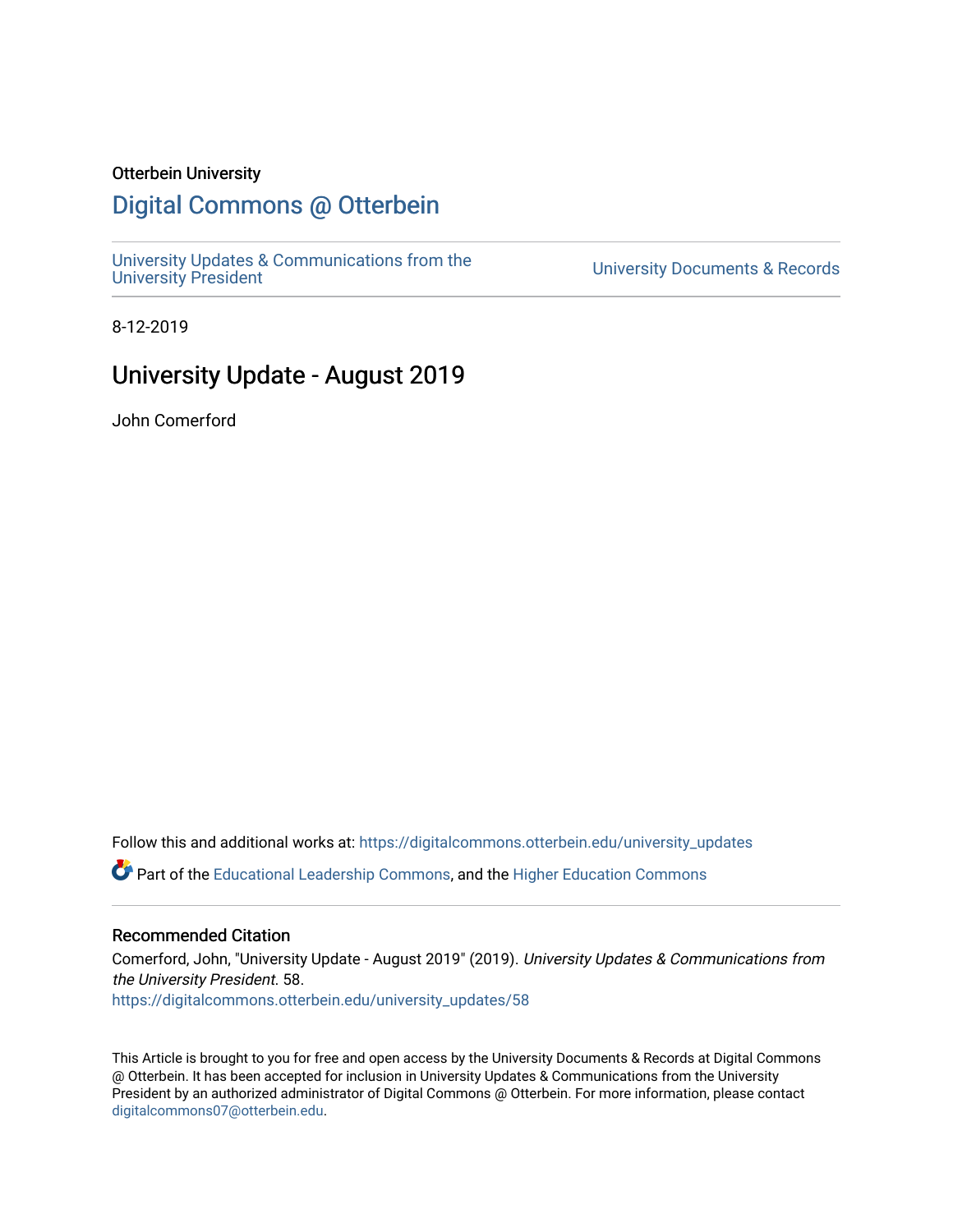Otterbein University

# Digital Commons @ Otterbein

University Updates & Communications from the University President

University Documents & Records

8-12-2019

## University Update - August 2019

John Comerford

Follow this and additional works at: https://digitalcommons.otterbein.edu/university_updates

Part of the Educational Leadership Commons, and the Higher Education Commons

### Recommended Citation

Comerford, John, "University Update - August 2019" (2019). *University Updates & Communications from the University President*. 58.
https://digitalcommons.otterbein.edu/university_updates/58

This Article is brought to you for free and open access by the University Documents & Records at Digital Commons @ Otterbein. It has been accepted for inclusion in University Updates & Communications from the University President by an authorized administrator of Digital Commons @ Otterbein. For more information, please contact digitalcommons07@otterbein.edu.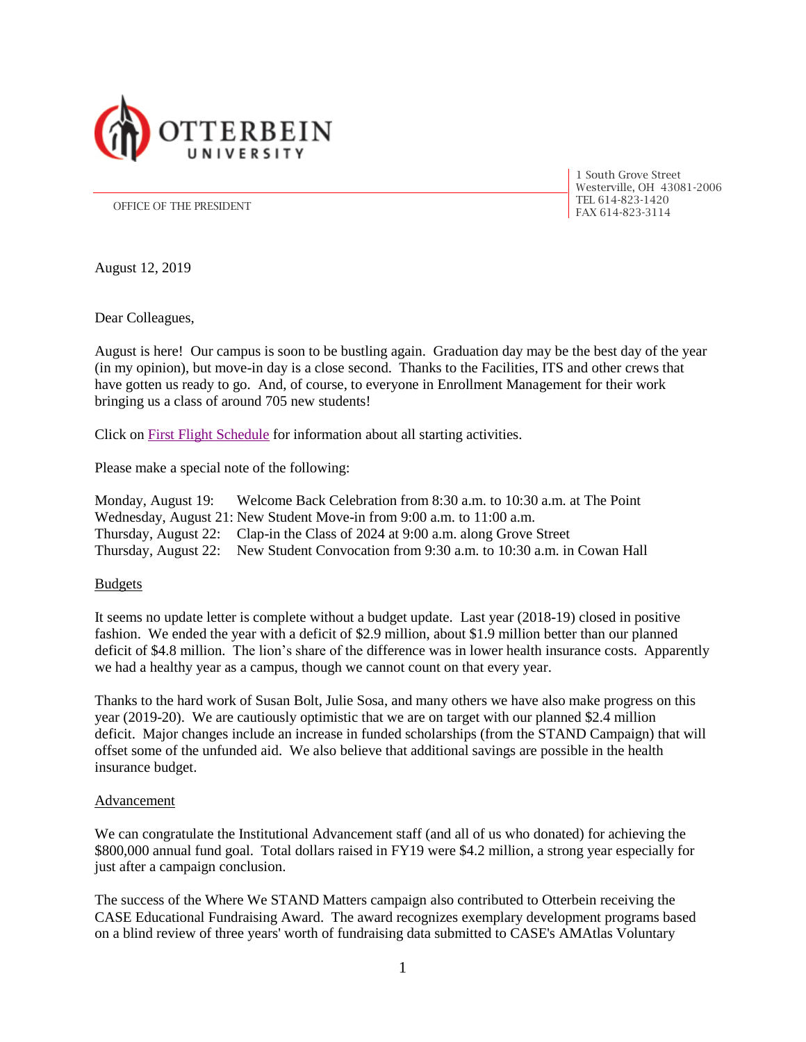OTTERBEIN UNIVERSITY

OFFICE OF THE PRESIDENT

1 South Grove Street
Westerville, OH 43081-2006
TEL 614-823-1420
FAX 614-823-3114

August 12, 2019

Dear Colleagues,

August is here! Our campus is soon to be bustling again. Graduation day may be the best day of the year (in my opinion), but move-in day is a close second. Thanks to the Facilities, ITS and other crews that have gotten us ready to go. And, of course, to everyone in Enrollment Management for their work bringing us a class of around 705 new students!

Click on [First Flight Schedule] for information about all starting activities.

Please make a special note of the following:

Monday, August 19: Welcome Back Celebration from 8:30 a.m. to 10:30 a.m. at The Point
Wednesday, August 21: New Student Move-in from 9:00 a.m. to 11:00 a.m.
Thursday, August 22: Clap-in the Class of 2024 at 9:00 a.m. along Grove Street
Thursday, August 22: New Student Convocation from 9:30 a.m. to 10:30 a.m. in Cowan Hall

## Budgets

It seems no update letter is complete without a budget update. Last year (2018-19) closed in positive fashion. We ended the year with a deficit of $2.9 million, about $1.9 million better than our planned deficit of $4.8 million. The lion's share of the difference was in lower health insurance costs. Apparently we had a healthy year as a campus, though we cannot count on that every year.

Thanks to the hard work of Susan Bolt, Julie Sosa, and many others we have also make progress on this year (2019-20). We are cautiously optimistic that we are on target with our planned $2.4 million deficit. Major changes include an increase in funded scholarships (from the STAND Campaign) that will offset some of the unfunded aid. We also believe that additional savings are possible in the health insurance budget.

## Advancement

We can congratulate the Institutional Advancement staff (and all of us who donated) for achieving the $800,000 annual fund goal. Total dollars raised in FY19 were $4.2 million, a strong year especially for just after a campaign conclusion.

The success of the Where We STAND Matters campaign also contributed to Otterbein receiving the CASE Educational Fundraising Award. The award recognizes exemplary development programs based on a blind review of three years' worth of fundraising data submitted to CASE's AMAtlas Voluntary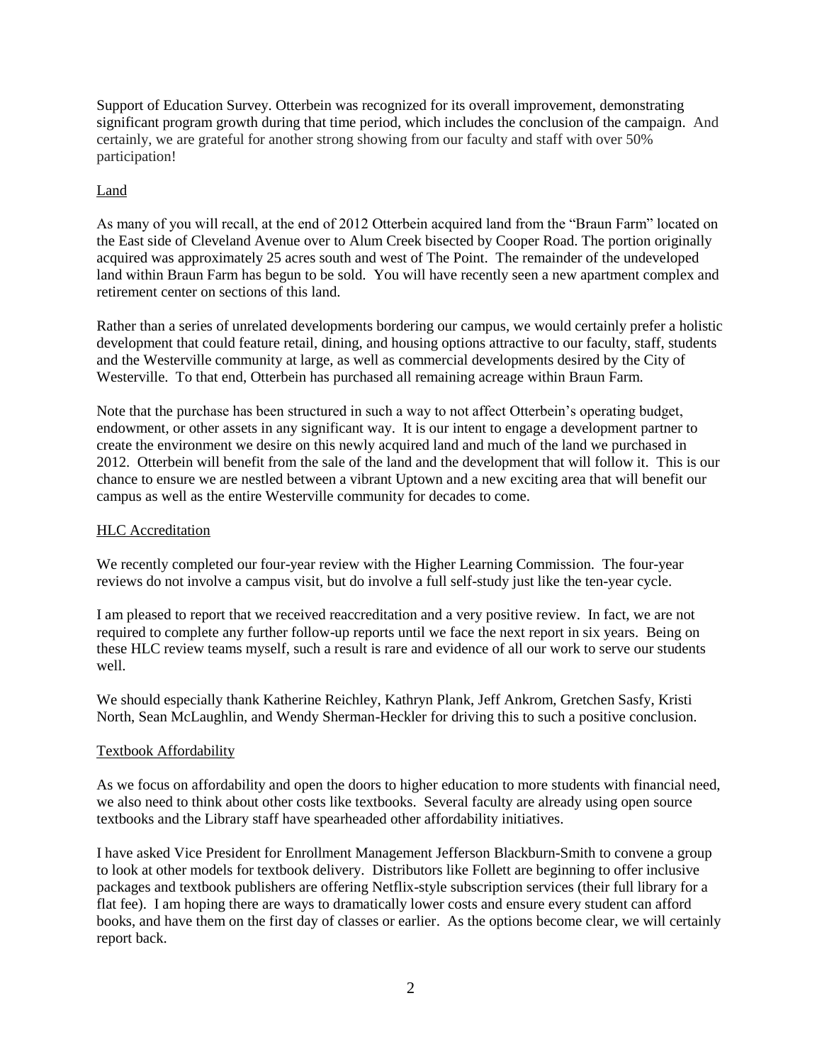Support of Education Survey. Otterbein was recognized for its overall improvement, demonstrating significant program growth during that time period, which includes the conclusion of the campaign. And certainly, we are grateful for another strong showing from our faculty and staff with over 50% participation!

## Land

As many of you will recall, at the end of 2012 Otterbein acquired land from the "Braun Farm" located on the East side of Cleveland Avenue over to Alum Creek bisected by Cooper Road. The portion originally acquired was approximately 25 acres south and west of The Point. The remainder of the undeveloped land within Braun Farm has begun to be sold. You will have recently seen a new apartment complex and retirement center on sections of this land.

Rather than a series of unrelated developments bordering our campus, we would certainly prefer a holistic development that could feature retail, dining, and housing options attractive to our faculty, staff, students and the Westerville community at large, as well as commercial developments desired by the City of Westerville. To that end, Otterbein has purchased all remaining acreage within Braun Farm.

Note that the purchase has been structured in such a way to not affect Otterbein's operating budget, endowment, or other assets in any significant way. It is our intent to engage a development partner to create the environment we desire on this newly acquired land and much of the land we purchased in 2012. Otterbein will benefit from the sale of the land and the development that will follow it. This is our chance to ensure we are nestled between a vibrant Uptown and a new exciting area that will benefit our campus as well as the entire Westerville community for decades to come.

## HLC Accreditation

We recently completed our four-year review with the Higher Learning Commission. The four-year reviews do not involve a campus visit, but do involve a full self-study just like the ten-year cycle.

I am pleased to report that we received reaccreditation and a very positive review. In fact, we are not required to complete any further follow-up reports until we face the next report in six years. Being on these HLC review teams myself, such a result is rare and evidence of all our work to serve our students well.

We should especially thank Katherine Reichley, Kathryn Plank, Jeff Ankrom, Gretchen Sasfy, Kristi North, Sean McLaughlin, and Wendy Sherman-Heckler for driving this to such a positive conclusion.

## Textbook Affordability

As we focus on affordability and open the doors to higher education to more students with financial need, we also need to think about other costs like textbooks. Several faculty are already using open source textbooks and the Library staff have spearheaded other affordability initiatives.

I have asked Vice President for Enrollment Management Jefferson Blackburn-Smith to convene a group to look at other models for textbook delivery. Distributors like Follett are beginning to offer inclusive packages and textbook publishers are offering Netflix-style subscription services (their full library for a flat fee). I am hoping there are ways to dramatically lower costs and ensure every student can afford books, and have them on the first day of classes or earlier. As the options become clear, we will certainly report back.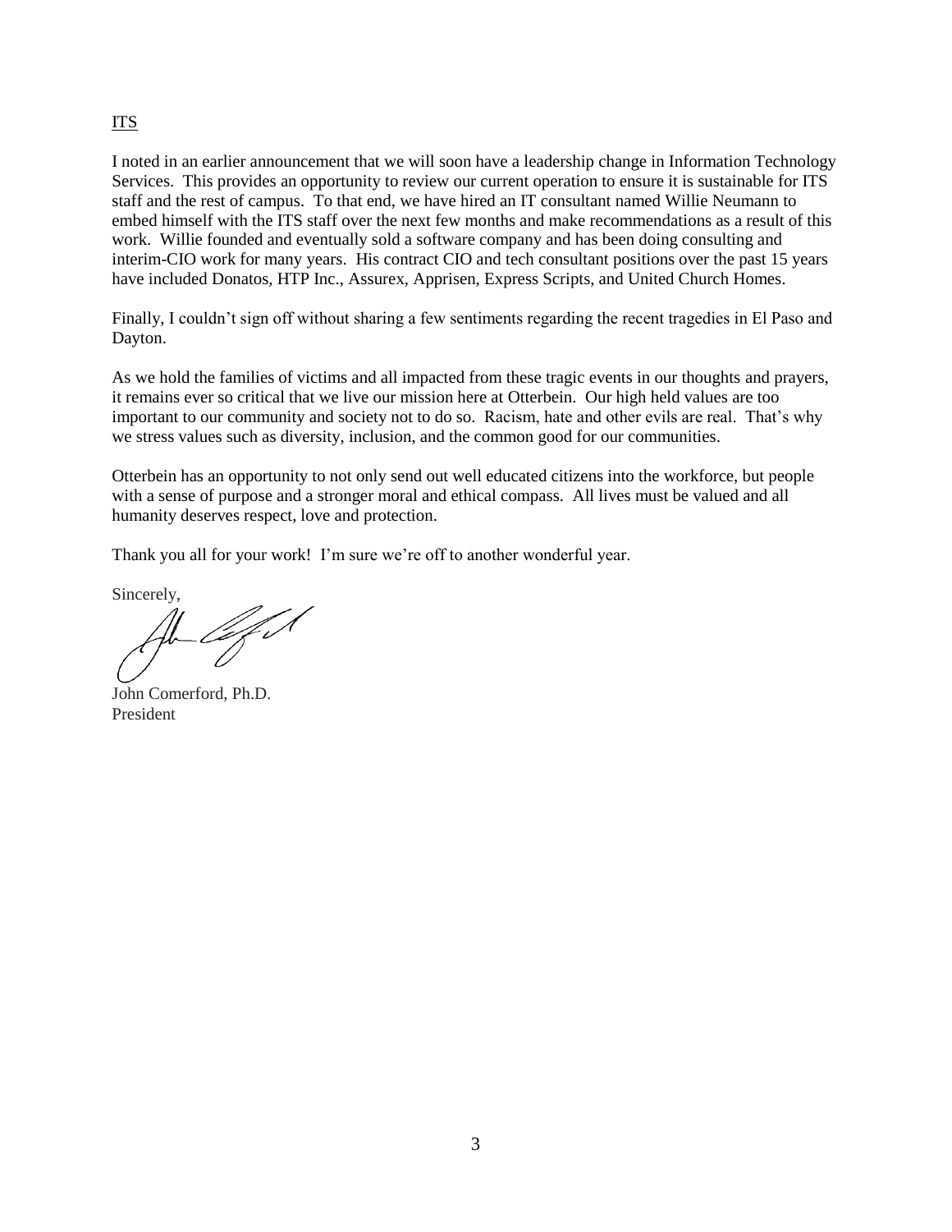<u>ITS</u>

I noted in an earlier announcement that we will soon have a leadership change in Information Technology Services. This provides an opportunity to review our current operation to ensure it is sustainable for ITS staff and the rest of campus. To that end, we have hired an IT consultant named Willie Neumann to embed himself with the ITS staff over the next few months and make recommendations as a result of this work. Willie founded and eventually sold a software company and has been doing consulting and interim-CIO work for many years. His contract CIO and tech consultant positions over the past 15 years have included Donatos, HTP Inc., Assurex, Apprisen, Express Scripts, and United Church Homes.

Finally, I couldn't sign off without sharing a few sentiments regarding the recent tragedies in El Paso and Dayton.

As we hold the families of victims and all impacted from these tragic events in our thoughts and prayers, it remains ever so critical that we live our mission here at Otterbein. Our high held values are too important to our community and society not to do so. Racism, hate and other evils are real. That's why we stress values such as diversity, inclusion, and the common good for our communities.

Otterbein has an opportunity to not only send out well educated citizens into the workforce, but people with a sense of purpose and a stronger moral and ethical compass. All lives must be valued and all humanity deserves respect, love and protection.

Thank you all for your work! I'm sure we're off to another wonderful year.

Sincerely,

John Comerford, Ph.D.
President